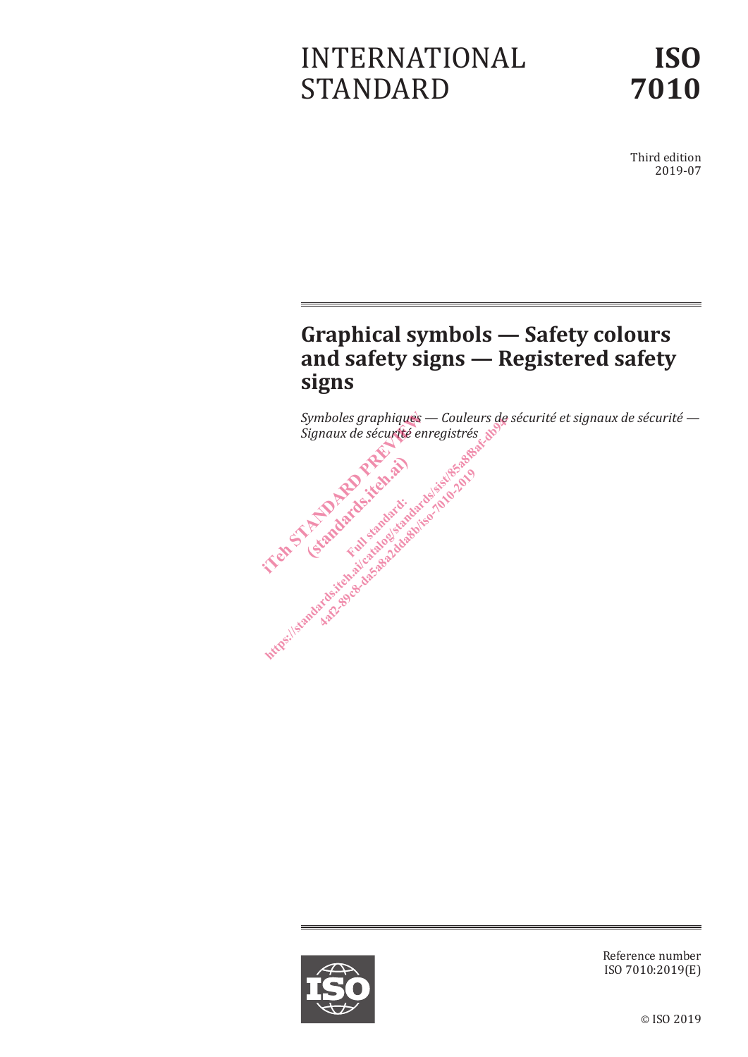INTERNATIONAL STANDARD

**ISO 7010**

Third edition
2019-07

# Graphical symbols — Safety colours and safety signs — Registered safety signs

*Symboles graphiques — Couleurs de sécurité et signaux de sécurité — Signaux de sécurité enregistrés*

Reference number
ISO 7010:2019(E)

© ISO 2019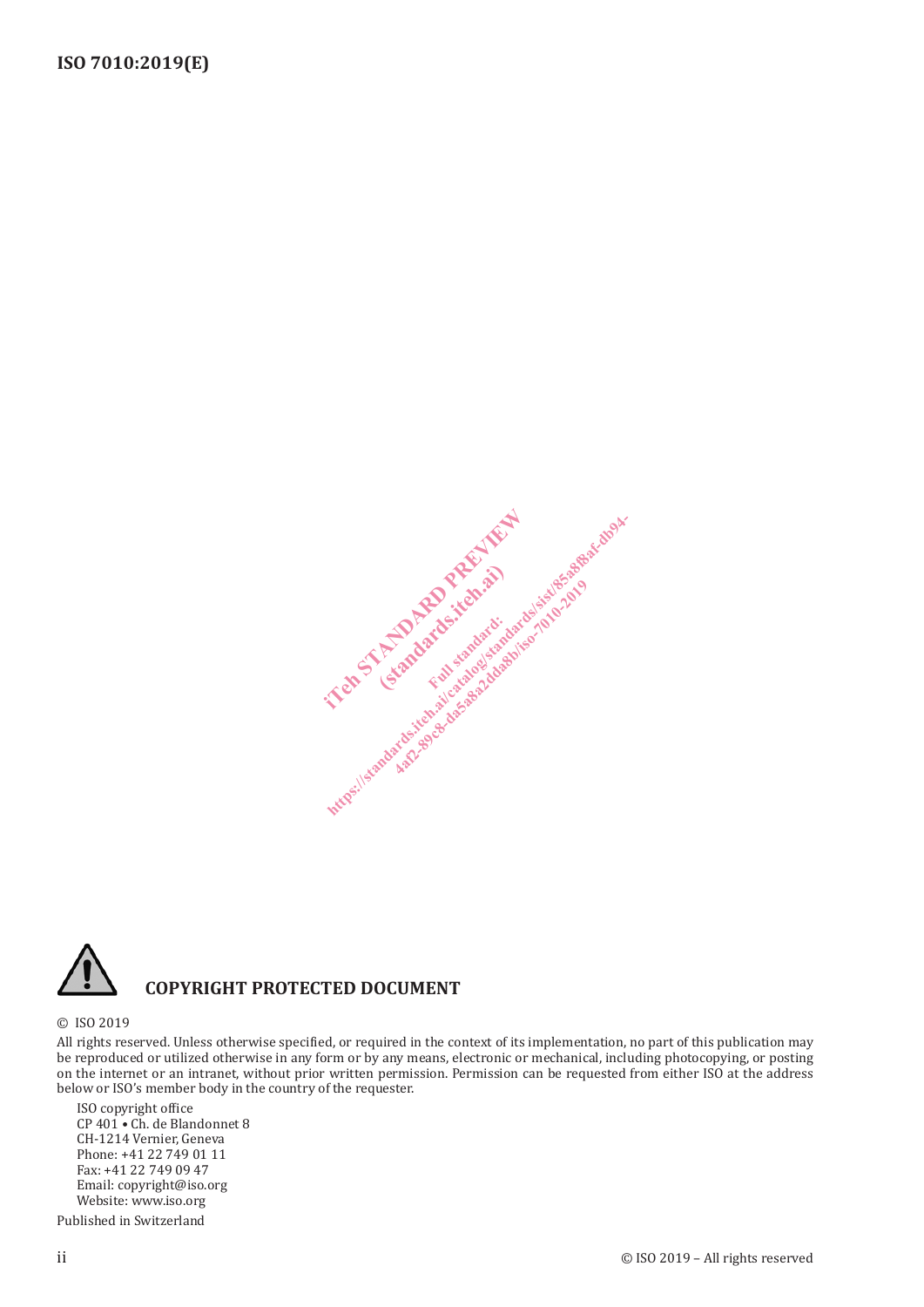**COPYRIGHT PROTECTED DOCUMENT**

© ISO 2019

All rights reserved. Unless otherwise specified, or required in the context of its implementation, no part of this publication may be reproduced or utilized otherwise in any form or by any means, electronic or mechanical, including photocopying, or posting on the internet or an intranet, without prior written permission. Permission can be requested from either ISO at the address below or ISO's member body in the country of the requester.

ISO copyright office
CP 401 • Ch. de Blandonnet 8
CH-1214 Vernier, Geneva
Phone: +41 22 749 01 11
Fax: +41 22 749 09 47
Email: copyright@iso.org
Website: www.iso.org

Published in Switzerland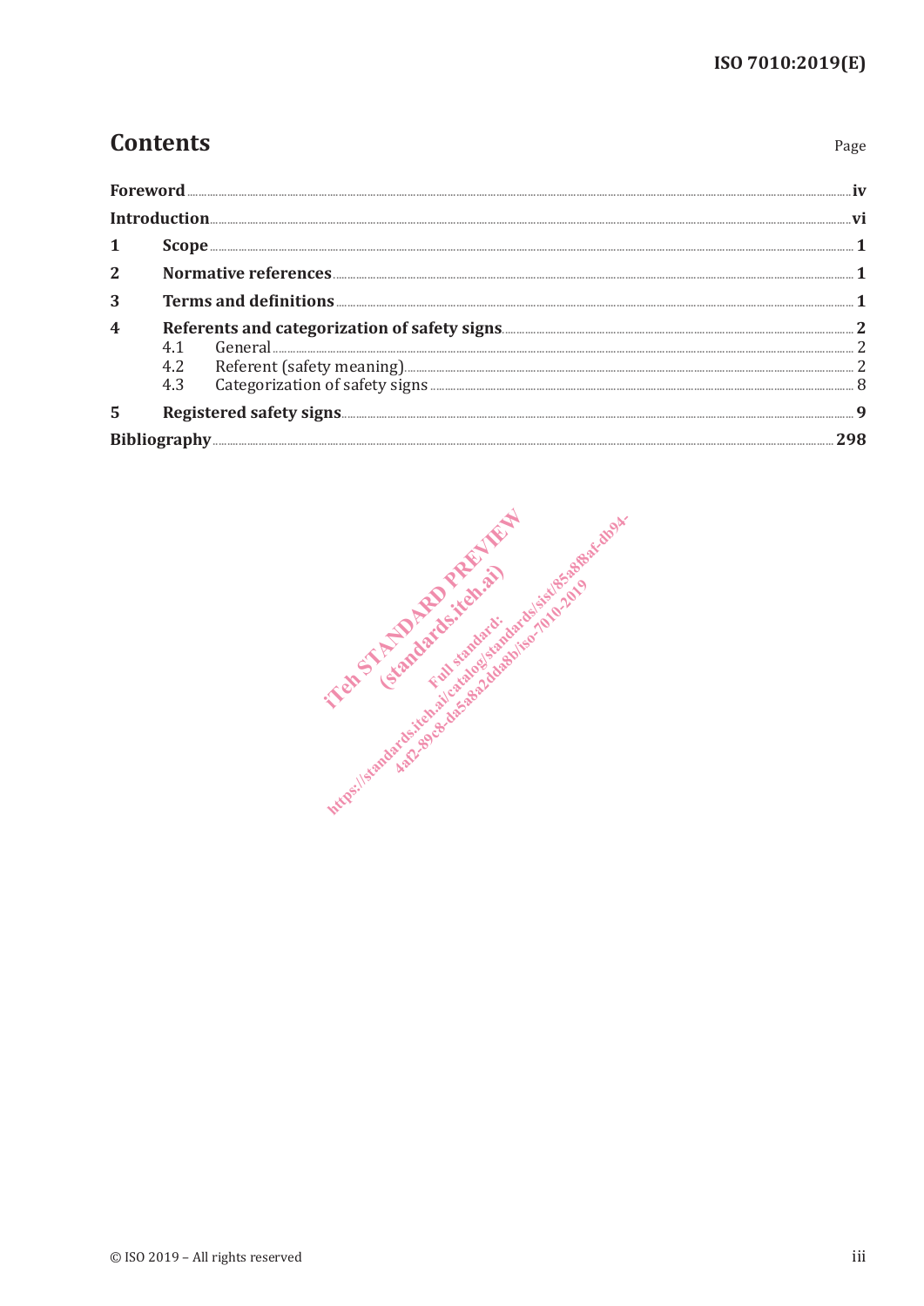# Contents

| | Page |
|---|---|
| **Foreword** | **iv** |
| **Introduction** | **vi** |
| **1 Scope** | **1** |
| **2 Normative references** | **1** |
| **3 Terms and definitions** | **1** |
| **4 Referents and categorization of safety signs** | **2** |
| 4.1 General | 2 |
| 4.2 Referent (safety meaning) | 2 |
| 4.3 Categorization of safety signs | 8 |
| **5 Registered safety signs** | **9** |
| **Bibliography** | **298** |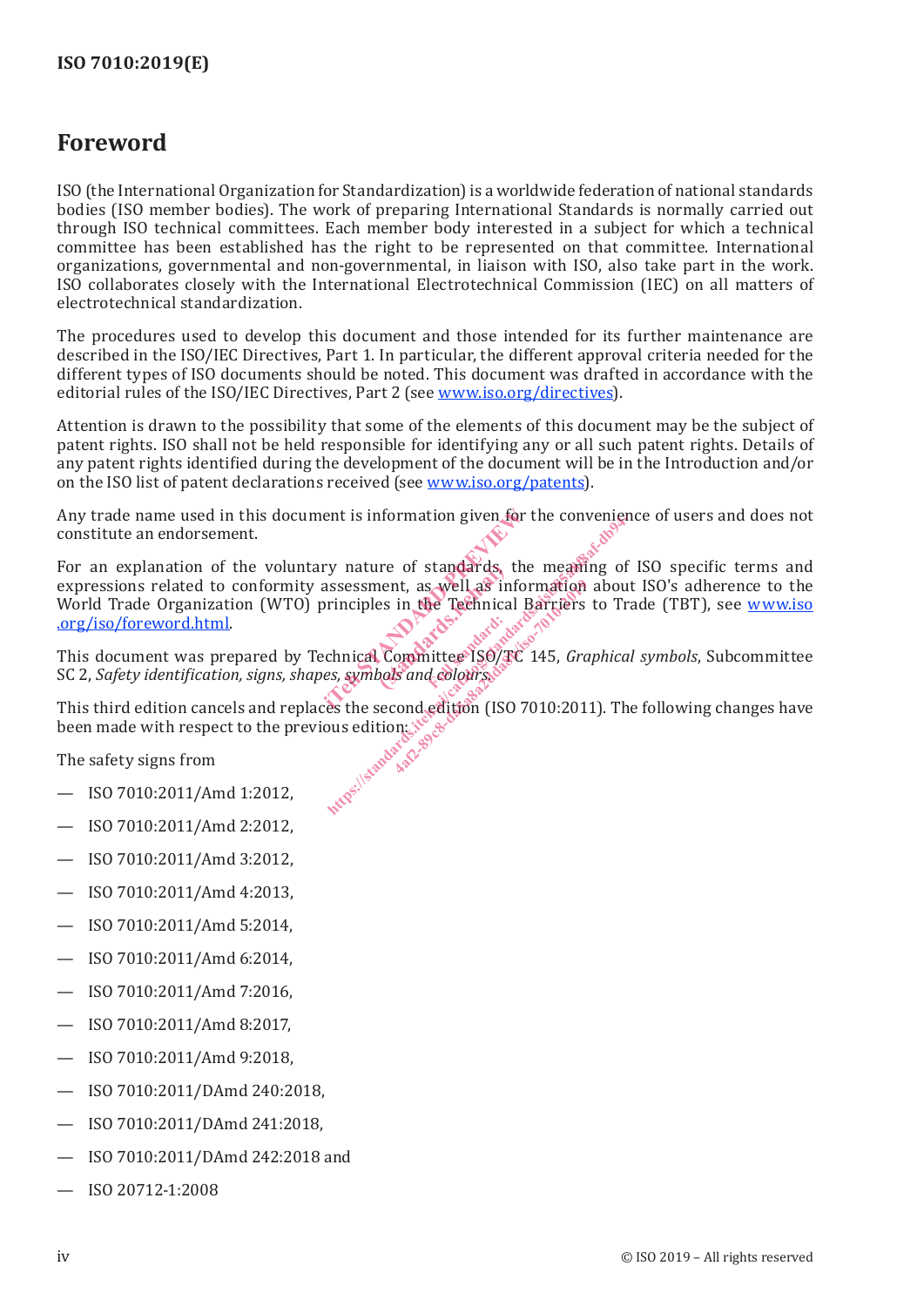# Foreword

ISO (the International Organization for Standardization) is a worldwide federation of national standards bodies (ISO member bodies). The work of preparing International Standards is normally carried out through ISO technical committees. Each member body interested in a subject for which a technical committee has been established has the right to be represented on that committee. International organizations, governmental and non-governmental, in liaison with ISO, also take part in the work. ISO collaborates closely with the International Electrotechnical Commission (IEC) on all matters of electrotechnical standardization.

The procedures used to develop this document and those intended for its further maintenance are described in the ISO/IEC Directives, Part 1. In particular, the different approval criteria needed for the different types of ISO documents should be noted. This document was drafted in accordance with the editorial rules of the ISO/IEC Directives, Part 2 (see www.iso.org/directives).

Attention is drawn to the possibility that some of the elements of this document may be the subject of patent rights. ISO shall not be held responsible for identifying any or all such patent rights. Details of any patent rights identified during the development of the document will be in the Introduction and/or on the ISO list of patent declarations received (see www.iso.org/patents).

Any trade name used in this document is information given for the convenience of users and does not constitute an endorsement.

For an explanation of the voluntary nature of standards, the meaning of ISO specific terms and expressions related to conformity assessment, as well as information about ISO's adherence to the World Trade Organization (WTO) principles in the Technical Barriers to Trade (TBT), see www.iso.org/iso/foreword.html.

This document was prepared by Technical Committee ISO/TC 145, *Graphical symbols*, Subcommittee SC 2, *Safety identification, signs, shapes, symbols and colours*.

This third edition cancels and replaces the second edition (ISO 7010:2011). The following changes have been made with respect to the previous edition:

The safety signs from

- ISO 7010:2011/Amd 1:2012,
- ISO 7010:2011/Amd 2:2012,
- ISO 7010:2011/Amd 3:2012,
- ISO 7010:2011/Amd 4:2013,
- ISO 7010:2011/Amd 5:2014,
- ISO 7010:2011/Amd 6:2014,
- ISO 7010:2011/Amd 7:2016,
- ISO 7010:2011/Amd 8:2017,
- ISO 7010:2011/Amd 9:2018,
- ISO 7010:2011/DAmd 240:2018,
- ISO 7010:2011/DAmd 241:2018,
- ISO 7010:2011/DAmd 242:2018 and
- ISO 20712-1:2008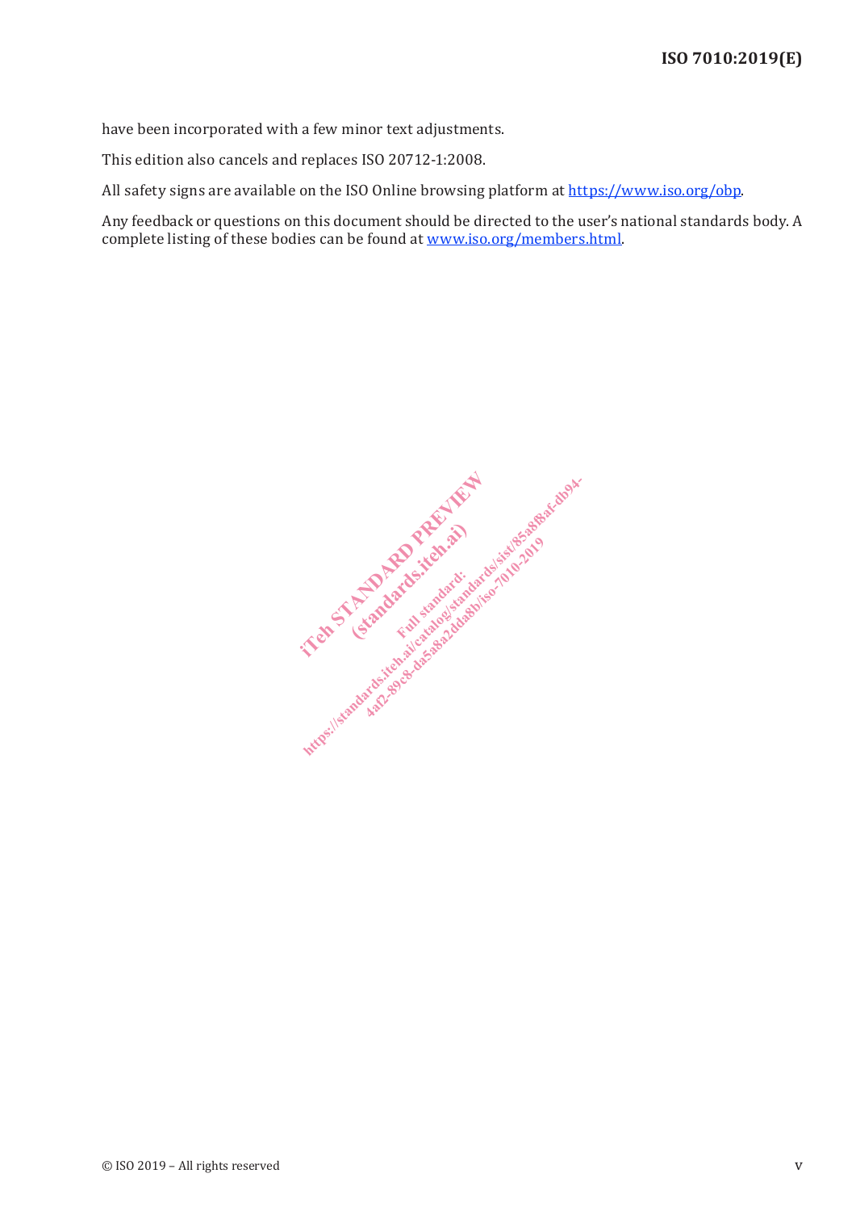have been incorporated with a few minor text adjustments.

This edition also cancels and replaces ISO 20712-1:2008.

All safety signs are available on the ISO Online browsing platform at https://www.iso.org/obp.

Any feedback or questions on this document should be directed to the user's national standards body. A complete listing of these bodies can be found at www.iso.org/members.html.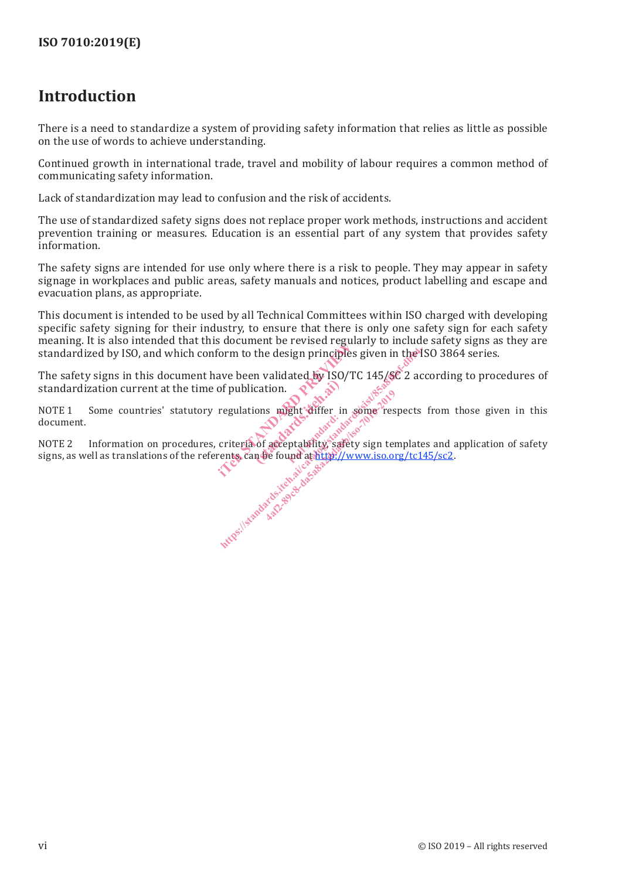# Introduction

There is a need to standardize a system of providing safety information that relies as little as possible on the use of words to achieve understanding.

Continued growth in international trade, travel and mobility of labour requires a common method of communicating safety information.

Lack of standardization may lead to confusion and the risk of accidents.

The use of standardized safety signs does not replace proper work methods, instructions and accident prevention training or measures. Education is an essential part of any system that provides safety information.

The safety signs are intended for use only where there is a risk to people. They may appear in safety signage in workplaces and public areas, safety manuals and notices, product labelling and escape and evacuation plans, as appropriate.

This document is intended to be used by all Technical Committees within ISO charged with developing specific safety signing for their industry, to ensure that there is only one safety sign for each safety meaning. It is also intended that this document be revised regularly to include safety signs as they are standardized by ISO, and which conform to the design principles given in the ISO 3864 series.

The safety signs in this document have been validated by ISO/TC 145/SC 2 according to procedures of standardization current at the time of publication.

NOTE 1 Some countries' statutory regulations might differ in some respects from those given in this document.

NOTE 2 Information on procedures, criteria of acceptability, safety sign templates and application of safety signs, as well as translations of the referents, can be found at http://www.iso.org/tc145/sc2.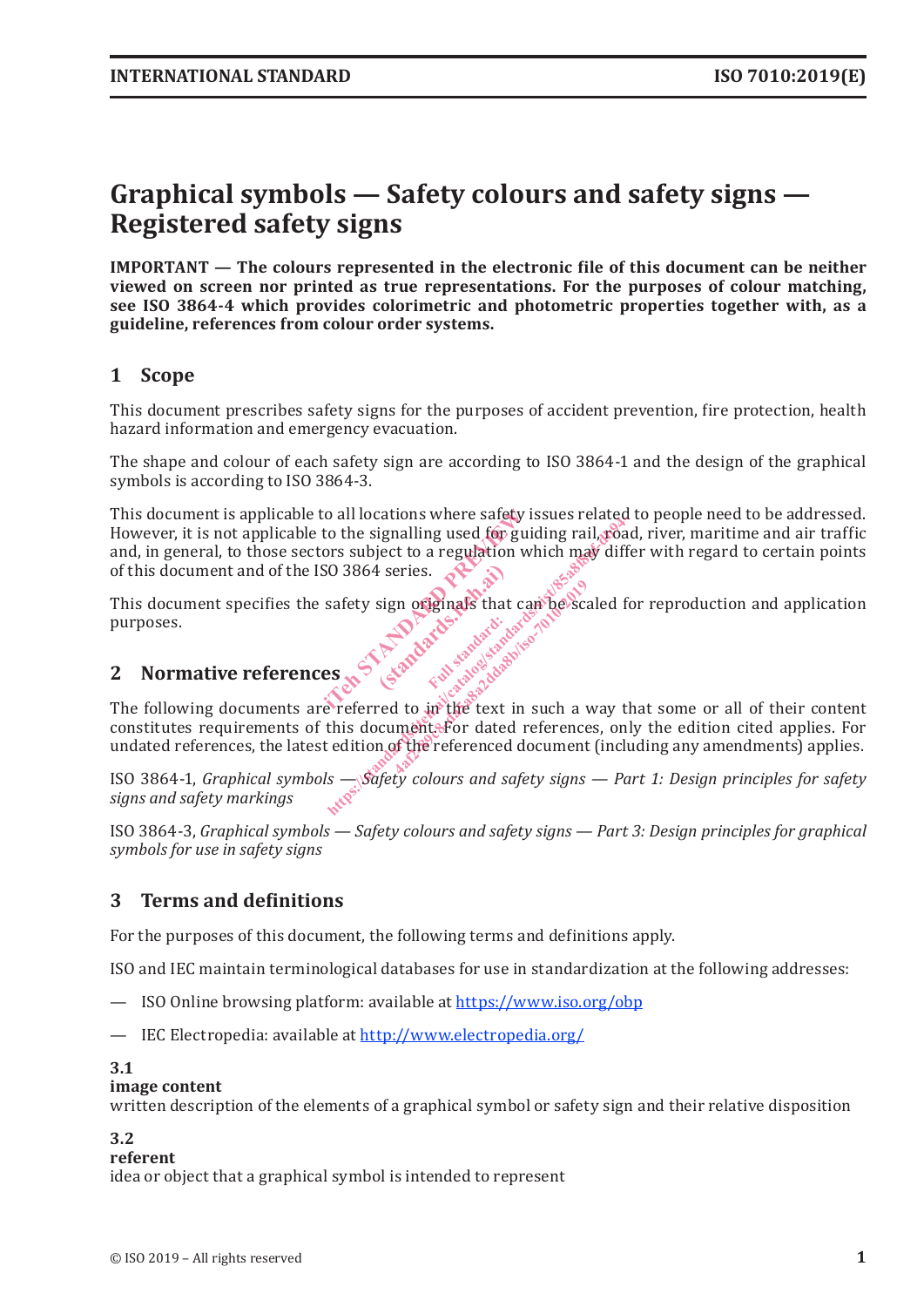# Graphical symbols — Safety colours and safety signs — Registered safety signs

**IMPORTANT — The colours represented in the electronic file of this document can be neither viewed on screen nor printed as true representations. For the purposes of colour matching, see ISO 3864-4 which provides colorimetric and photometric properties together with, as a guideline, references from colour order systems.**

## 1 Scope

This document prescribes safety signs for the purposes of accident prevention, fire protection, health hazard information and emergency evacuation.

The shape and colour of each safety sign are according to ISO 3864-1 and the design of the graphical symbols is according to ISO 3864-3.

This document is applicable to all locations where safety issues related to people need to be addressed. However, it is not applicable to the signalling used for guiding rail, road, river, maritime and air traffic and, in general, to those sectors subject to a regulation which may differ with regard to certain points of this document and of the ISO 3864 series.

This document specifies the safety sign originals that can be scaled for reproduction and application purposes.

## 2 Normative references

The following documents are referred to in the text in such a way that some or all of their content constitutes requirements of this document. For dated references, only the edition cited applies. For undated references, the latest edition of the referenced document (including any amendments) applies.

ISO 3864-1, *Graphical symbols — Safety colours and safety signs — Part 1: Design principles for safety signs and safety markings*

ISO 3864-3, *Graphical symbols — Safety colours and safety signs — Part 3: Design principles for graphical symbols for use in safety signs*

## 3 Terms and definitions

For the purposes of this document, the following terms and definitions apply.

ISO and IEC maintain terminological databases for use in standardization at the following addresses:

— ISO Online browsing platform: available at https://www.iso.org/obp

— IEC Electropedia: available at http://www.electropedia.org/

**3.1**
**image content**
written description of the elements of a graphical symbol or safety sign and their relative disposition

**3.2**
**referent**
idea or object that a graphical symbol is intended to represent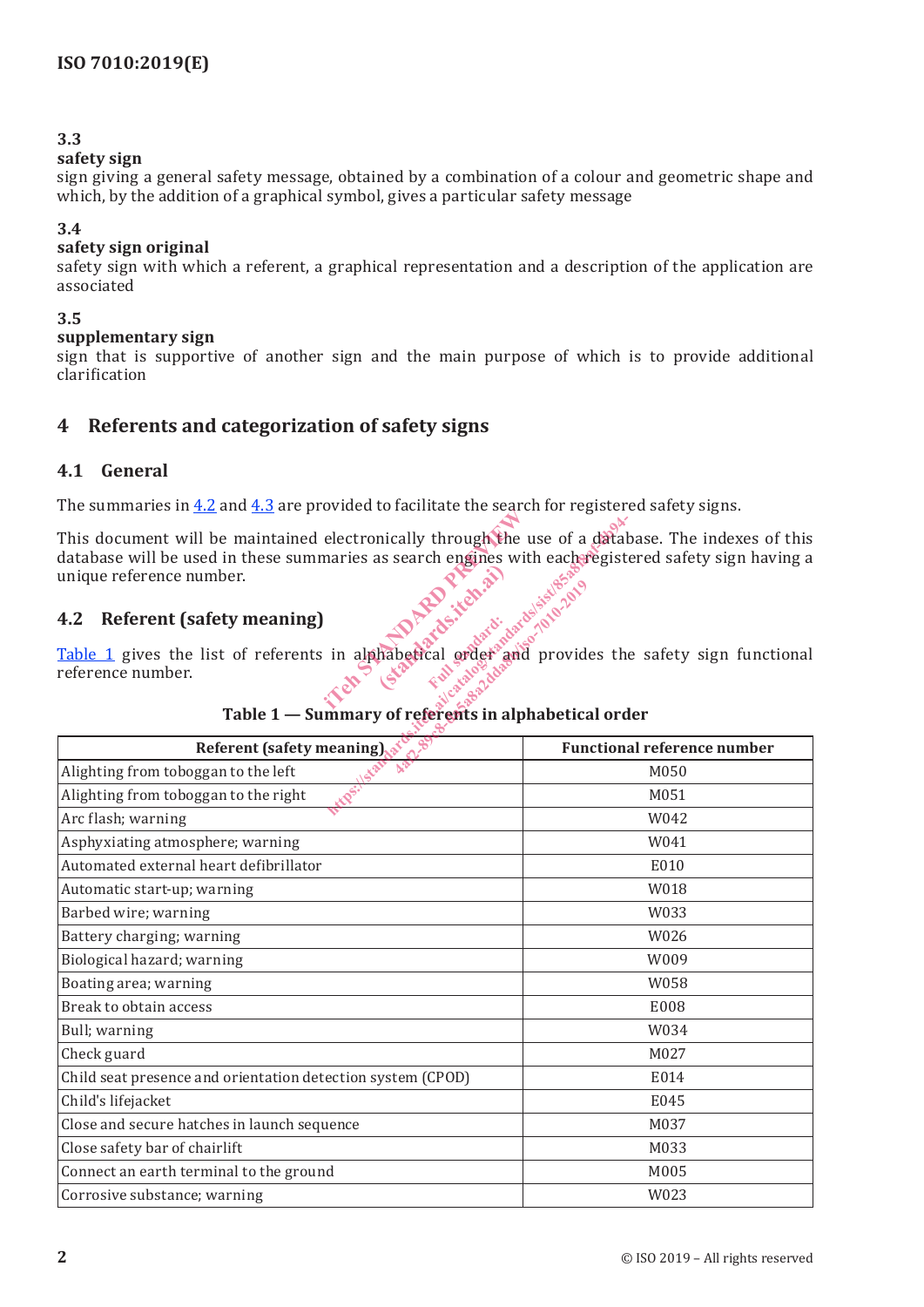### 3.3

**safety sign**

sign giving a general safety message, obtained by a combination of a colour and geometric shape and which, by the addition of a graphical symbol, gives a particular safety message

### 3.4

**safety sign original**

safety sign with which a referent, a graphical representation and a description of the application are associated

### 3.5

**supplementary sign**

sign that is supportive of another sign and the main purpose of which is to provide additional clarification

## 4 Referents and categorization of safety signs

### 4.1 General

The summaries in 4.2 and 4.3 are provided to facilitate the search for registered safety signs.

This document will be maintained electronically through the use of a database. The indexes of this database will be used in these summaries as search engines with each registered safety sign having a unique reference number.

### 4.2 Referent (safety meaning)

Table 1 gives the list of referents in alphabetical order and provides the safety sign functional reference number.

**Table 1 — Summary of referents in alphabetical order**

| Referent (safety meaning) | Functional reference number |
|---|---|
| Alighting from toboggan to the left | M050 |
| Alighting from toboggan to the right | M051 |
| Arc flash; warning | W042 |
| Asphyxiating atmosphere; warning | W041 |
| Automated external heart defibrillator | E010 |
| Automatic start-up; warning | W018 |
| Barbed wire; warning | W033 |
| Battery charging; warning | W026 |
| Biological hazard; warning | W009 |
| Boating area; warning | W058 |
| Break to obtain access | E008 |
| Bull; warning | W034 |
| Check guard | M027 |
| Child seat presence and orientation detection system (CPOD) | E014 |
| Child's lifejacket | E045 |
| Close and secure hatches in launch sequence | M037 |
| Close safety bar of chairlift | M033 |
| Connect an earth terminal to the ground | M005 |
| Corrosive substance; warning | W023 |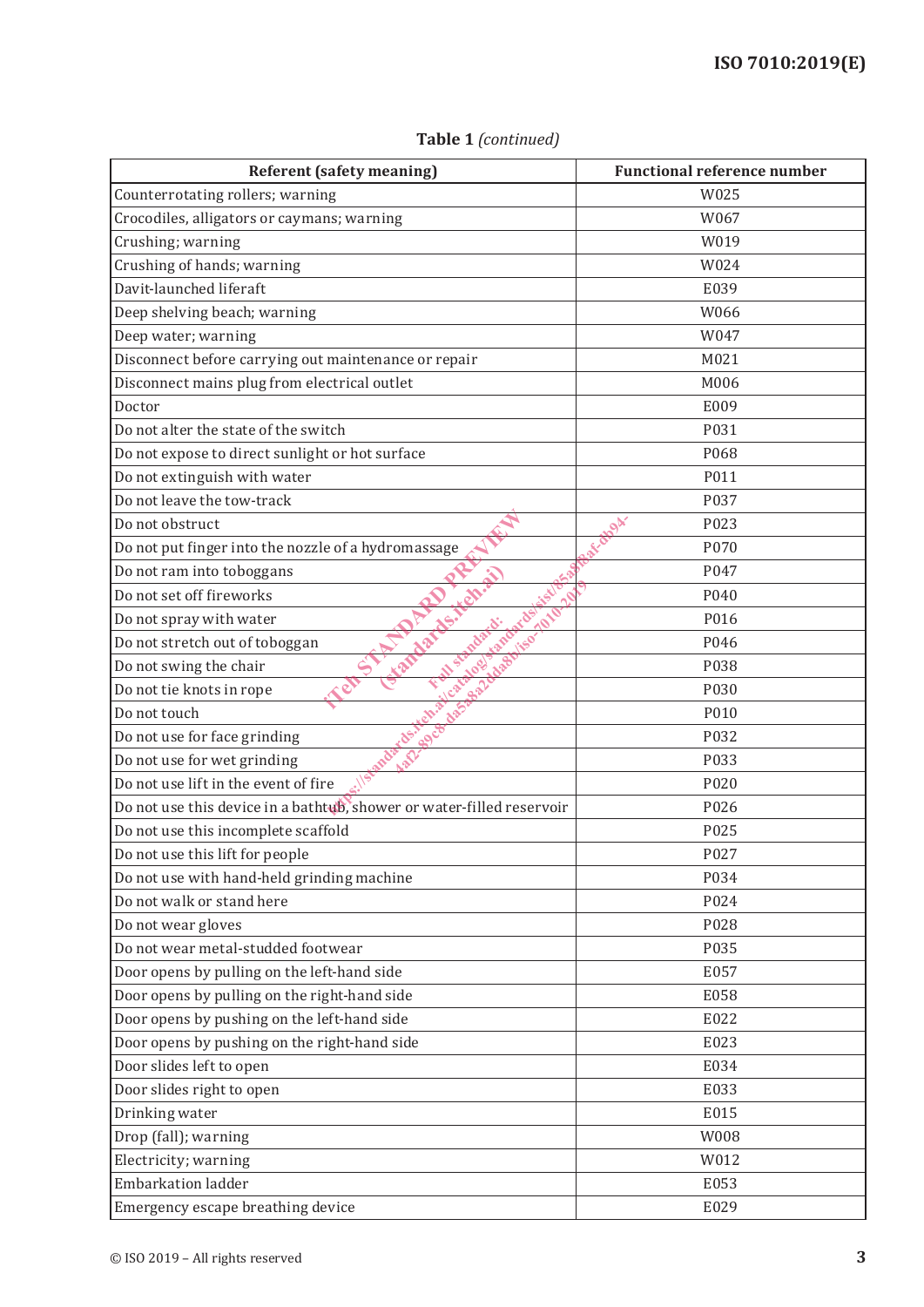**Table 1** *(continued)*

| Referent (safety meaning) | Functional reference number |
|---|---|
| Counterrotating rollers; warning | W025 |
| Crocodiles, alligators or caymans; warning | W067 |
| Crushing; warning | W019 |
| Crushing of hands; warning | W024 |
| Davit-launched liferaft | E039 |
| Deep shelving beach; warning | W066 |
| Deep water; warning | W047 |
| Disconnect before carrying out maintenance or repair | M021 |
| Disconnect mains plug from electrical outlet | M006 |
| Doctor | E009 |
| Do not alter the state of the switch | P031 |
| Do not expose to direct sunlight or hot surface | P068 |
| Do not extinguish with water | P011 |
| Do not leave the tow-track | P037 |
| Do not obstruct | P023 |
| Do not put finger into the nozzle of a hydromassage | P070 |
| Do not ram into toboggans | P047 |
| Do not set off fireworks | P040 |
| Do not spray with water | P016 |
| Do not stretch out of toboggan | P046 |
| Do not swing the chair | P038 |
| Do not tie knots in rope | P030 |
| Do not touch | P010 |
| Do not use for face grinding | P032 |
| Do not use for wet grinding | P033 |
| Do not use lift in the event of fire | P020 |
| Do not use this device in a bathtub, shower or water-filled reservoir | P026 |
| Do not use this incomplete scaffold | P025 |
| Do not use this lift for people | P027 |
| Do not use with hand-held grinding machine | P034 |
| Do not walk or stand here | P024 |
| Do not wear gloves | P028 |
| Do not wear metal-studded footwear | P035 |
| Door opens by pulling on the left-hand side | E057 |
| Door opens by pulling on the right-hand side | E058 |
| Door opens by pushing on the left-hand side | E022 |
| Door opens by pushing on the right-hand side | E023 |
| Door slides left to open | E034 |
| Door slides right to open | E033 |
| Drinking water | E015 |
| Drop (fall); warning | W008 |
| Electricity; warning | W012 |
| Embarkation ladder | E053 |
| Emergency escape breathing device | E029 |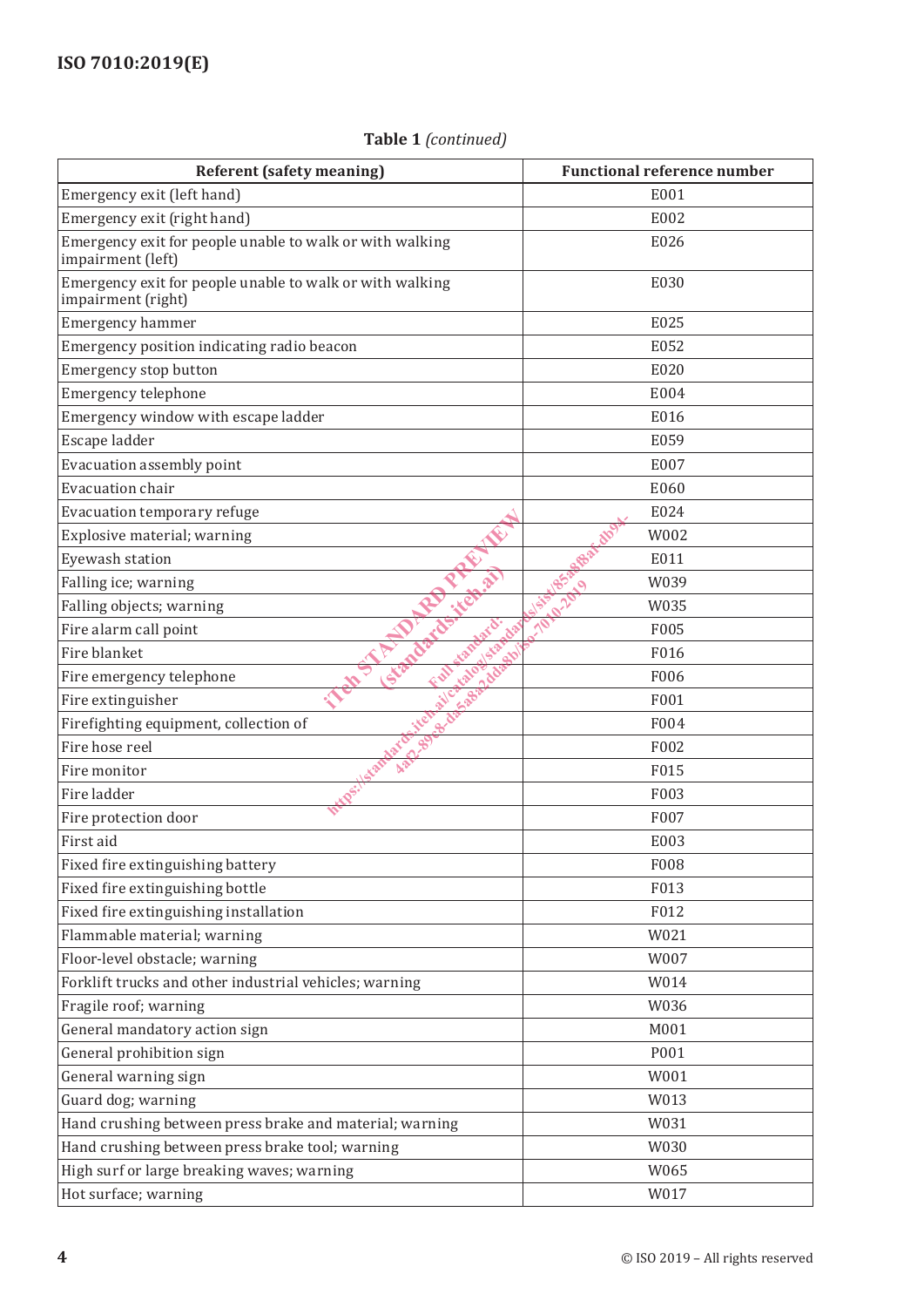**Table 1** *(continued)*

| Referent (safety meaning) | Functional reference number |
|---|---|
| Emergency exit (left hand) | E001 |
| Emergency exit (right hand) | E002 |
| Emergency exit for people unable to walk or with walking impairment (left) | E026 |
| Emergency exit for people unable to walk or with walking impairment (right) | E030 |
| Emergency hammer | E025 |
| Emergency position indicating radio beacon | E052 |
| Emergency stop button | E020 |
| Emergency telephone | E004 |
| Emergency window with escape ladder | E016 |
| Escape ladder | E059 |
| Evacuation assembly point | E007 |
| Evacuation chair | E060 |
| Evacuation temporary refuge | E024 |
| Explosive material; warning | W002 |
| Eyewash station | E011 |
| Falling ice; warning | W039 |
| Falling objects; warning | W035 |
| Fire alarm call point | F005 |
| Fire blanket | F016 |
| Fire emergency telephone | F006 |
| Fire extinguisher | F001 |
| Firefighting equipment, collection of | F004 |
| Fire hose reel | F002 |
| Fire monitor | F015 |
| Fire ladder | F003 |
| Fire protection door | F007 |
| First aid | E003 |
| Fixed fire extinguishing battery | F008 |
| Fixed fire extinguishing bottle | F013 |
| Fixed fire extinguishing installation | F012 |
| Flammable material; warning | W021 |
| Floor-level obstacle; warning | W007 |
| Forklift trucks and other industrial vehicles; warning | W014 |
| Fragile roof; warning | W036 |
| General mandatory action sign | M001 |
| General prohibition sign | P001 |
| General warning sign | W001 |
| Guard dog; warning | W013 |
| Hand crushing between press brake and material; warning | W031 |
| Hand crushing between press brake tool; warning | W030 |
| High surf or large breaking waves; warning | W065 |
| Hot surface; warning | W017 |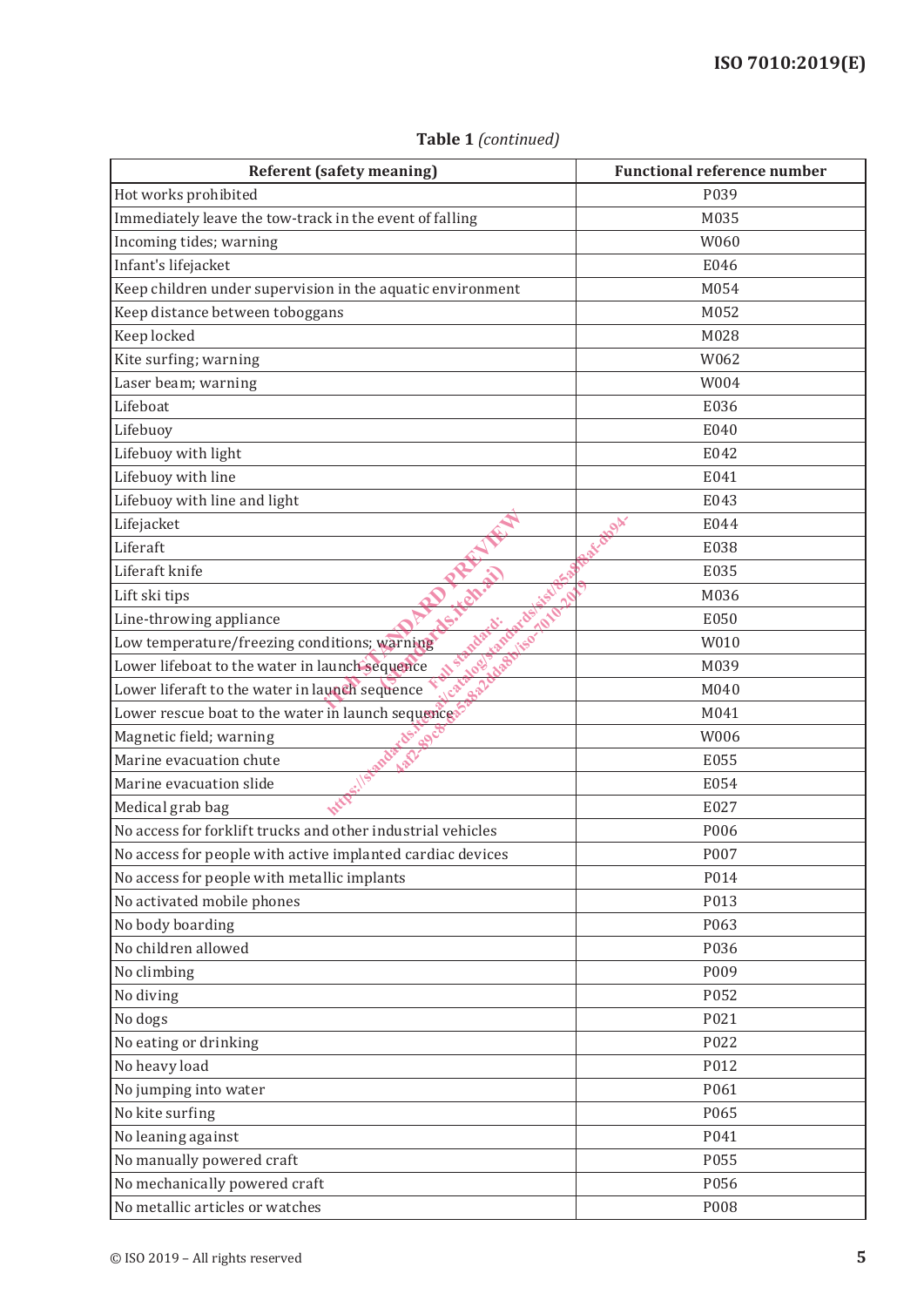**Table 1** *(continued)*

| Referent (safety meaning) | Functional reference number |
|---|---|
| Hot works prohibited | P039 |
| Immediately leave the tow-track in the event of falling | M035 |
| Incoming tides; warning | W060 |
| Infant's lifejacket | E046 |
| Keep children under supervision in the aquatic environment | M054 |
| Keep distance between toboggans | M052 |
| Keep locked | M028 |
| Kite surfing; warning | W062 |
| Laser beam; warning | W004 |
| Lifeboat | E036 |
| Lifebuoy | E040 |
| Lifebuoy with light | E042 |
| Lifebuoy with line | E041 |
| Lifebuoy with line and light | E043 |
| Lifejacket | E044 |
| Liferaft | E038 |
| Liferaft knife | E035 |
| Lift ski tips | M036 |
| Line-throwing appliance | E050 |
| Low temperature/freezing conditions; warning | W010 |
| Lower lifeboat to the water in launch sequence | M039 |
| Lower liferaft to the water in launch sequence | M040 |
| Lower rescue boat to the water in launch sequence | M041 |
| Magnetic field; warning | W006 |
| Marine evacuation chute | E055 |
| Marine evacuation slide | E054 |
| Medical grab bag | E027 |
| No access for forklift trucks and other industrial vehicles | P006 |
| No access for people with active implanted cardiac devices | P007 |
| No access for people with metallic implants | P014 |
| No activated mobile phones | P013 |
| No body boarding | P063 |
| No children allowed | P036 |
| No climbing | P009 |
| No diving | P052 |
| No dogs | P021 |
| No eating or drinking | P022 |
| No heavy load | P012 |
| No jumping into water | P061 |
| No kite surfing | P065 |
| No leaning against | P041 |
| No manually powered craft | P055 |
| No mechanically powered craft | P056 |
| No metallic articles or watches | P008 |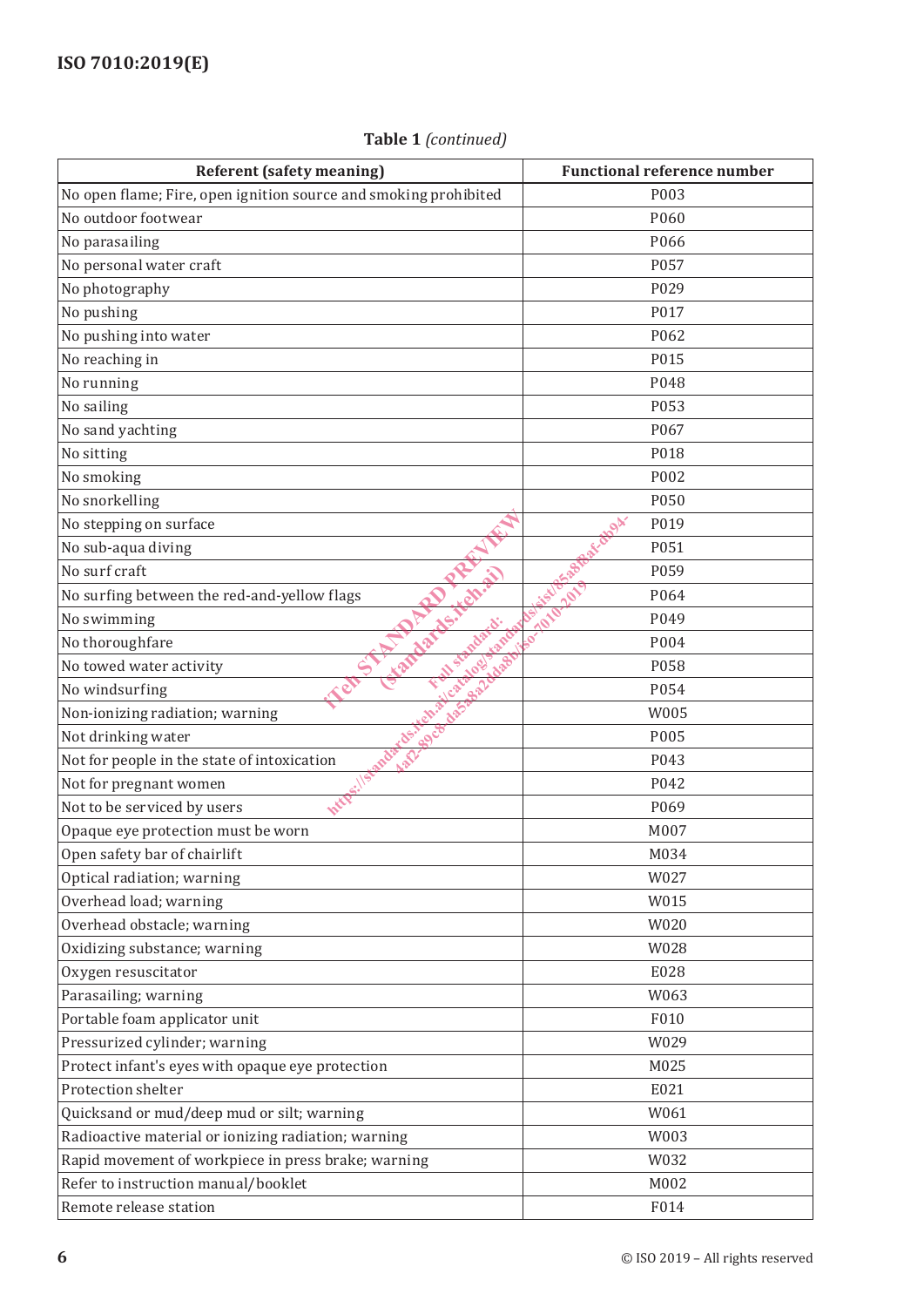**Table 1** *(continued)*

| Referent (safety meaning) | Functional reference number |
|---|---|
| No open flame; Fire, open ignition source and smoking prohibited | P003 |
| No outdoor footwear | P060 |
| No parasailing | P066 |
| No personal water craft | P057 |
| No photography | P029 |
| No pushing | P017 |
| No pushing into water | P062 |
| No reaching in | P015 |
| No running | P048 |
| No sailing | P053 |
| No sand yachting | P067 |
| No sitting | P018 |
| No smoking | P002 |
| No snorkelling | P050 |
| No stepping on surface | P019 |
| No sub-aqua diving | P051 |
| No surf craft | P059 |
| No surfing between the red-and-yellow flags | P064 |
| No swimming | P049 |
| No thoroughfare | P004 |
| No towed water activity | P058 |
| No windsurfing | P054 |
| Non-ionizing radiation; warning | W005 |
| Not drinking water | P005 |
| Not for people in the state of intoxication | P043 |
| Not for pregnant women | P042 |
| Not to be serviced by users | P069 |
| Opaque eye protection must be worn | M007 |
| Open safety bar of chairlift | M034 |
| Optical radiation; warning | W027 |
| Overhead load; warning | W015 |
| Overhead obstacle; warning | W020 |
| Oxidizing substance; warning | W028 |
| Oxygen resuscitator | E028 |
| Parasailing; warning | W063 |
| Portable foam applicator unit | F010 |
| Pressurized cylinder; warning | W029 |
| Protect infant's eyes with opaque eye protection | M025 |
| Protection shelter | E021 |
| Quicksand or mud/deep mud or silt; warning | W061 |
| Radioactive material or ionizing radiation; warning | W003 |
| Rapid movement of workpiece in press brake; warning | W032 |
| Refer to instruction manual/booklet | M002 |
| Remote release station | F014 |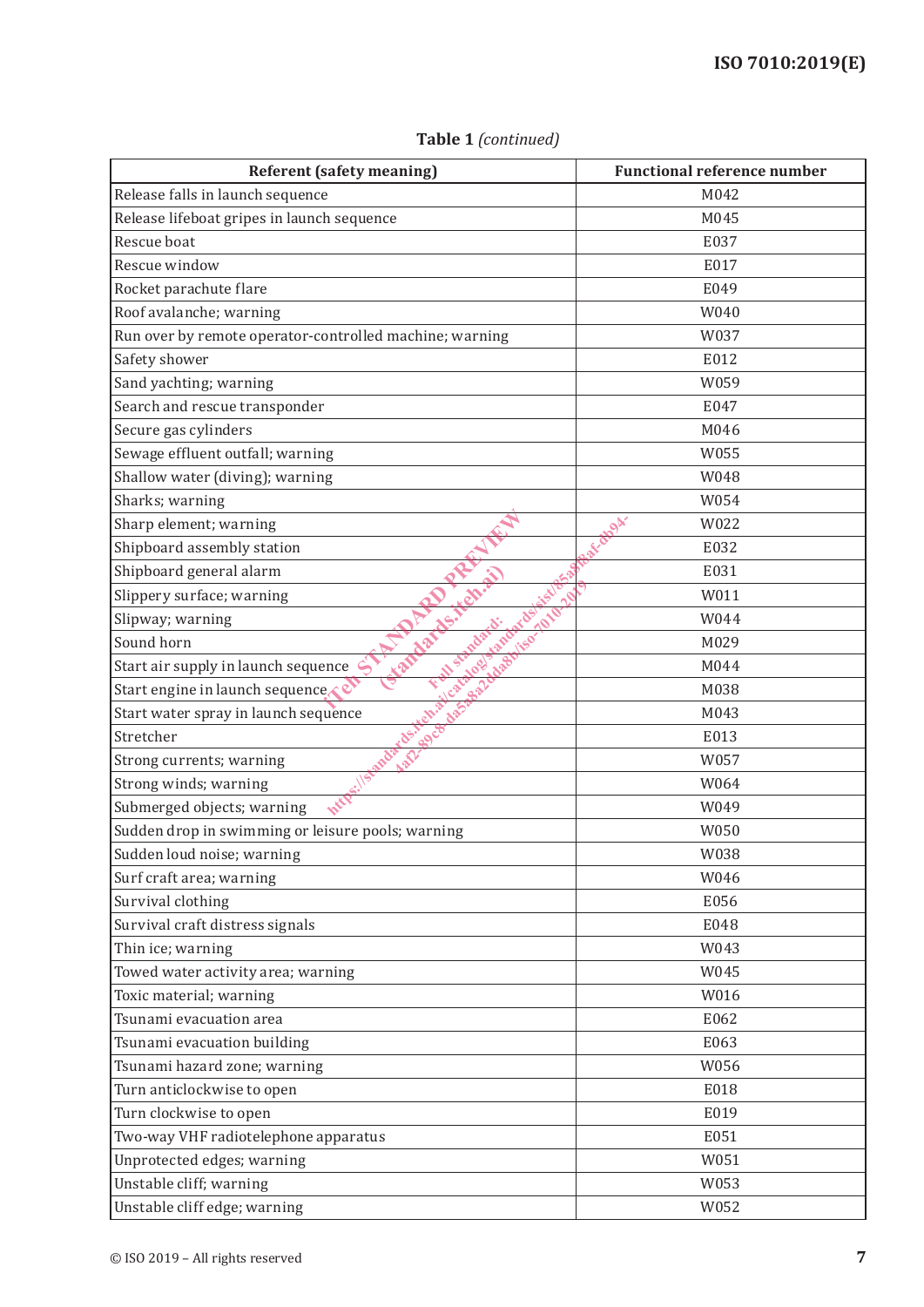**Table 1** *(continued)*

| Referent (safety meaning) | Functional reference number |
|---|---|
| Release falls in launch sequence | M042 |
| Release lifeboat gripes in launch sequence | M045 |
| Rescue boat | E037 |
| Rescue window | E017 |
| Rocket parachute flare | E049 |
| Roof avalanche; warning | W040 |
| Run over by remote operator-controlled machine; warning | W037 |
| Safety shower | E012 |
| Sand yachting; warning | W059 |
| Search and rescue transponder | E047 |
| Secure gas cylinders | M046 |
| Sewage effluent outfall; warning | W055 |
| Shallow water (diving); warning | W048 |
| Sharks; warning | W054 |
| Sharp element; warning | W022 |
| Shipboard assembly station | E032 |
| Shipboard general alarm | E031 |
| Slippery surface; warning | W011 |
| Slipway; warning | W044 |
| Sound horn | M029 |
| Start air supply in launch sequence | M044 |
| Start engine in launch sequence | M038 |
| Start water spray in launch sequence | M043 |
| Stretcher | E013 |
| Strong currents; warning | W057 |
| Strong winds; warning | W064 |
| Submerged objects; warning | W049 |
| Sudden drop in swimming or leisure pools; warning | W050 |
| Sudden loud noise; warning | W038 |
| Surf craft area; warning | W046 |
| Survival clothing | E056 |
| Survival craft distress signals | E048 |
| Thin ice; warning | W043 |
| Towed water activity area; warning | W045 |
| Toxic material; warning | W016 |
| Tsunami evacuation area | E062 |
| Tsunami evacuation building | E063 |
| Tsunami hazard zone; warning | W056 |
| Turn anticlockwise to open | E018 |
| Turn clockwise to open | E019 |
| Two-way VHF radiotelephone apparatus | E051 |
| Unprotected edges; warning | W051 |
| Unstable cliff; warning | W053 |
| Unstable cliff edge; warning | W052 |